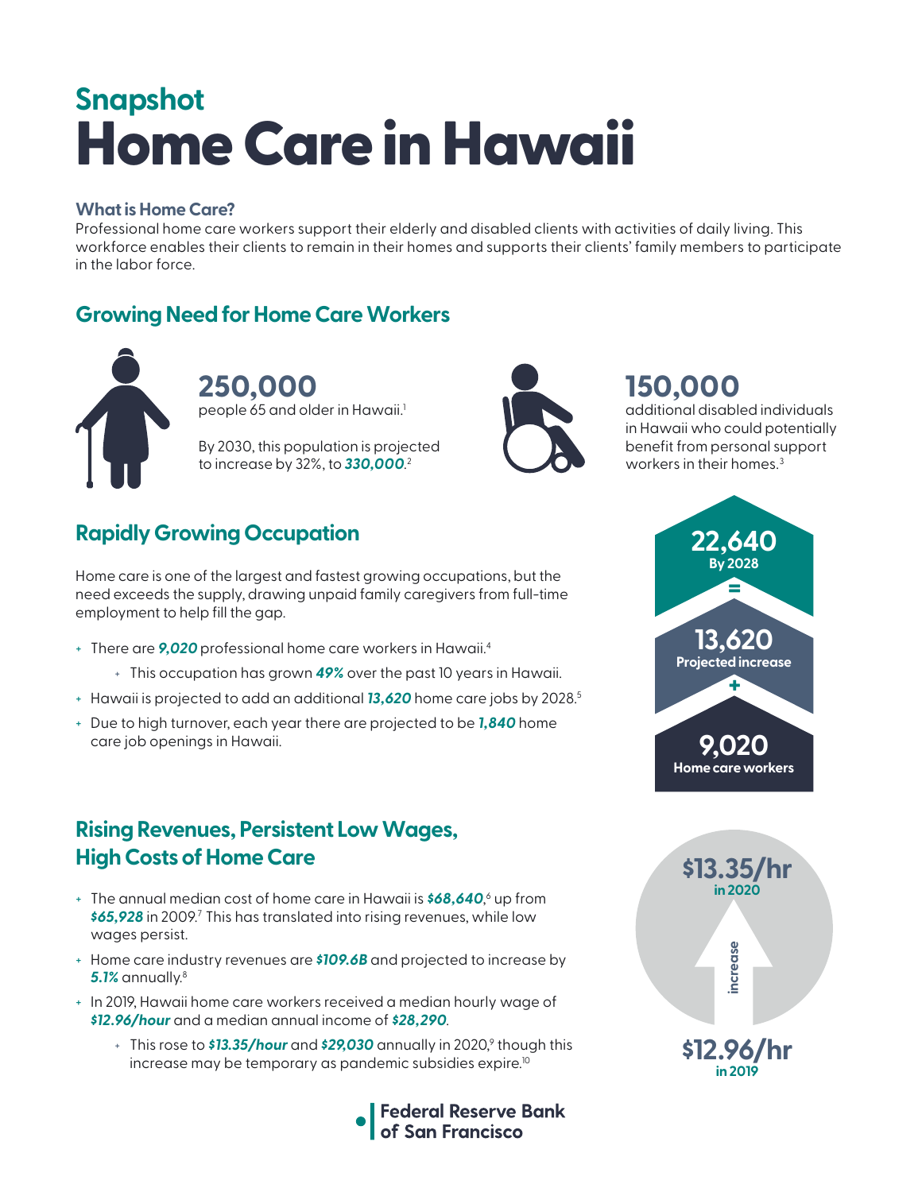## Snapshot

# Home Care in Hawaii

### What is Home Care?

Professional home care workers support their elderly and disabled clients with activities of daily living. This workforce enables their clients to remain in their homes and supports their clients' family members to participate in the labor force.

## Growing Need for Home Care Workers

**250,000**
people 65 and older in Hawaii.[1]

By 2030, this population is projected to increase by 32%, to ***330,000***.[2]

**150,000**
additional disabled individuals in Hawaii who could potentially benefit from personal support workers in their homes.[3]

## Rapidly Growing Occupation

Home care is one of the largest and fastest growing occupations, but the need exceeds the supply, drawing unpaid family caregivers from full-time employment to help fill the gap.

- There are ***9,020*** professional home care workers in Hawaii.[4]
  - This occupation has grown ***49%*** over the past 10 years in Hawaii.
- Hawaii is projected to add an additional ***13,620*** home care jobs by 2028.[5]
- Due to high turnover, each year there are projected to be ***1,840*** home care job openings in Hawaii.

**22,640** By 2028
=
**13,620** Projected increase
+
**9,020** Home care workers

## Rising Revenues, Persistent Low Wages, High Costs of Home Care

- The annual median cost of home care in Hawaii is ***$68,640***,[6] up from ***$65,928*** in 2009.[7] This has translated into rising revenues, while low wages persist.
- Home care industry revenues are ***$109.6B*** and projected to increase by ***5.1%*** annually.[8]
- In 2019, Hawaii home care workers received a median hourly wage of ***$12.96/hour*** and a median annual income of ***$28,290***.
  - This rose to ***$13.35/hour*** and ***$29,030*** annually in 2020,[9] though this increase may be temporary as pandemic subsidies expire.[10]

**$13.35/hr** in 2020
increase
**$12.96/hr** in 2019

Federal Reserve Bank of San Francisco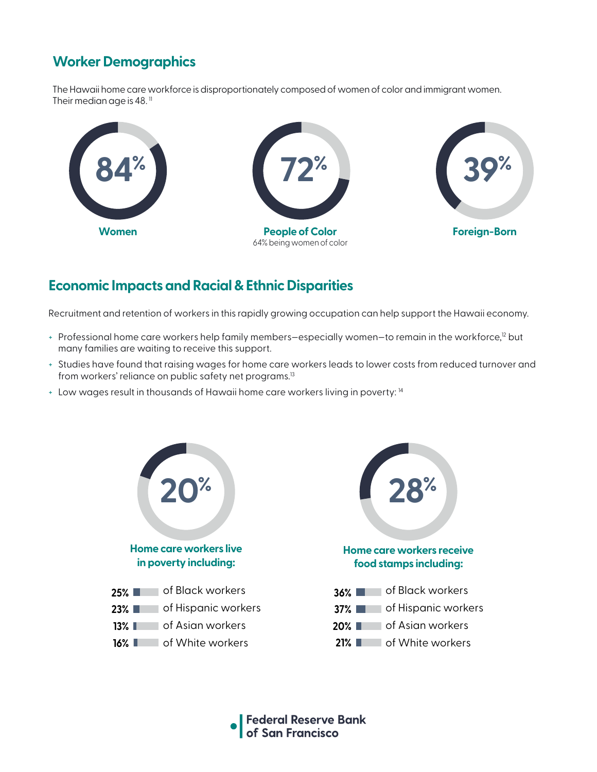## Worker Demographics

The Hawaii home care workforce is disproportionately composed of women of color and immigrant women. Their median age is 48.[11]

**84%**
**Women**

**72%**
**People of Color**
64% being women of color

**39%**
**Foreign-Born**

## Economic Impacts and Racial & Ethnic Disparities

Recruitment and retention of workers in this rapidly growing occupation can help support the Hawaii economy.

+ Professional home care workers help family members—especially women—to remain in the workforce,[12] but many families are waiting to receive this support.
+ Studies have found that raising wages for home care workers leads to lower costs from reduced turnover and from workers' reliance on public safety net programs.[13]
+ Low wages result in thousands of Hawaii home care workers living in poverty: [14]

**20%**
**Home care workers live in poverty including:**

- **25%** of Black workers
- **23%** of Hispanic workers
- **13%** of Asian workers
- **16%** of White workers

**28%**
**Home care workers receive food stamps including:**

- **36%** of Black workers
- **37%** of Hispanic workers
- **20%** of Asian workers
- **21%** of White workers

Federal Reserve Bank of San Francisco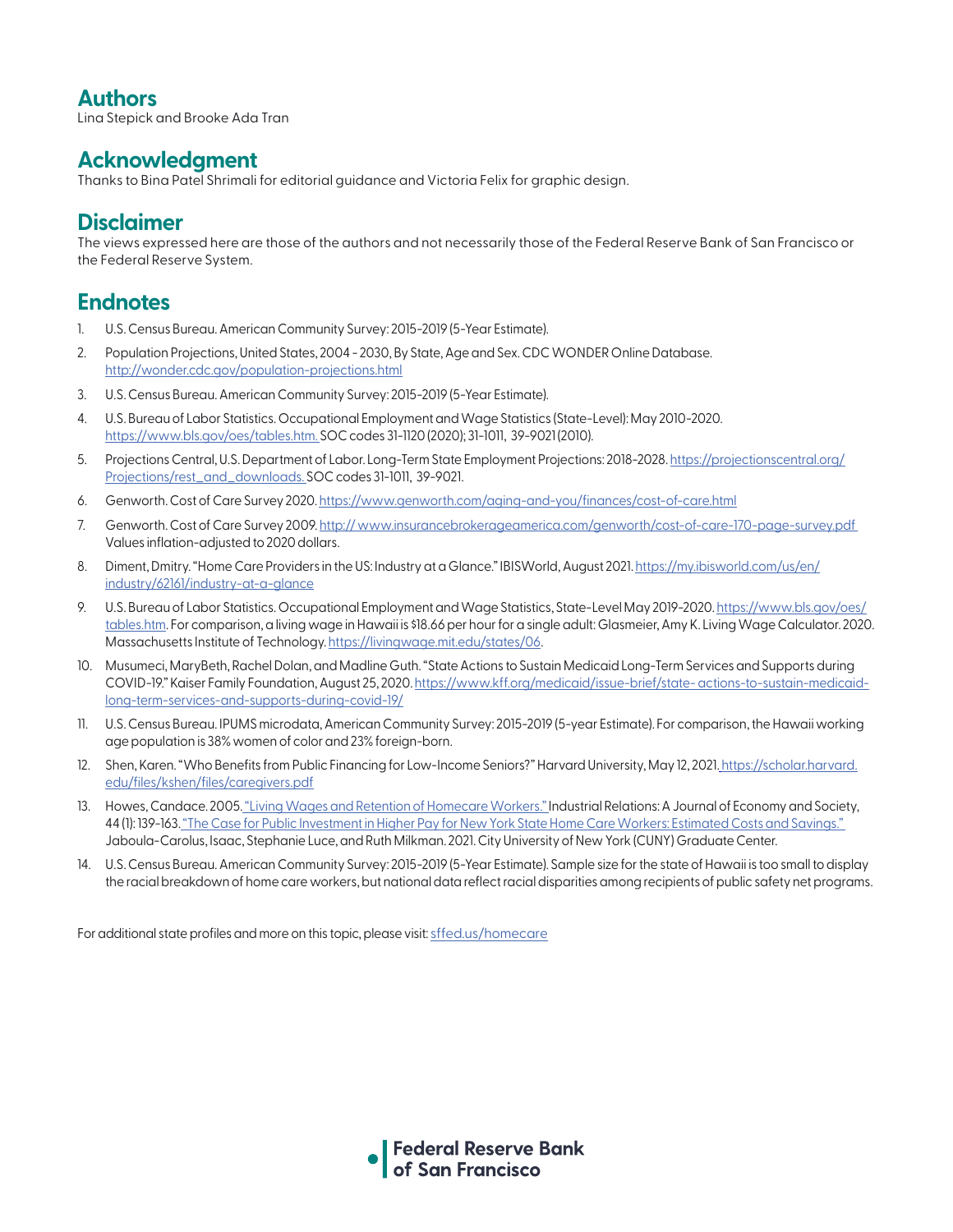## Authors

Lina Stepick and Brooke Ada Tran

## Acknowledgment

Thanks to Bina Patel Shrimali for editorial guidance and Victoria Felix for graphic design.

## Disclaimer

The views expressed here are those of the authors and not necessarily those of the Federal Reserve Bank of San Francisco or the Federal Reserve System.

## Endnotes

1. U.S. Census Bureau. American Community Survey: 2015-2019 (5-Year Estimate).
2. Population Projections, United States, 2004 - 2030, By State, Age and Sex. CDC WONDER Online Database. http://wonder.cdc.gov/population-projections.html
3. U.S. Census Bureau. American Community Survey: 2015-2019 (5-Year Estimate).
4. U.S. Bureau of Labor Statistics. Occupational Employment and Wage Statistics (State-Level): May 2010-2020. https://www.bls.gov/oes/tables.htm. SOC codes 31-1120 (2020); 31-1011, 39-9021 (2010).
5. Projections Central, U.S. Department of Labor. Long-Term State Employment Projections: 2018-2028. https://projectionscentral.org/Projections/rest_and_downloads. SOC codes 31-1011, 39-9021.
6. Genworth. Cost of Care Survey 2020. https://www.genworth.com/aging-and-you/finances/cost-of-care.html
7. Genworth. Cost of Care Survey 2009. http:// www.insurancebrokerageamerica.com/genworth/cost-of-care-170-page-survey.pdf Values inflation-adjusted to 2020 dollars.
8. Diment, Dmitry. "Home Care Providers in the US: Industry at a Glance." IBISWorld, August 2021. https://my.ibisworld.com/us/en/industry/62161/industry-at-a-glance
9. U.S. Bureau of Labor Statistics. Occupational Employment and Wage Statistics, State-Level May 2019-2020. https://www.bls.gov/oes/tables.htm. For comparison, a living wage in Hawaii is $18.66 per hour for a single adult: Glasmeier, Amy K. Living Wage Calculator. 2020. Massachusetts Institute of Technology. https://livingwage.mit.edu/states/06.
10. Musumeci, MaryBeth, Rachel Dolan, and Madline Guth. "State Actions to Sustain Medicaid Long-Term Services and Supports during COVID-19." Kaiser Family Foundation, August 25, 2020. https://www.kff.org/medicaid/issue-brief/state- actions-to-sustain-medicaid-long-term-services-and-supports-during-covid-19/
11. U.S. Census Bureau. IPUMS microdata, American Community Survey: 2015-2019 (5-year Estimate). For comparison, the Hawaii working age population is 38% women of color and 23% foreign-born.
12. Shen, Karen. "Who Benefits from Public Financing for Low-Income Seniors?" Harvard University, May 12, 2021. https://scholar.harvard.edu/files/kshen/files/caregivers.pdf
13. Howes, Candace. 2005. "Living Wages and Retention of Homecare Workers." Industrial Relations: A Journal of Economy and Society, 44 (1): 139-163. "The Case for Public Investment in Higher Pay for New York State Home Care Workers: Estimated Costs and Savings." Jaboula-Carolus, Isaac, Stephanie Luce, and Ruth Milkman. 2021. City University of New York (CUNY) Graduate Center.
14. U.S. Census Bureau. American Community Survey: 2015-2019 (5-Year Estimate). Sample size for the state of Hawaii is too small to display the racial breakdown of home care workers, but national data reflect racial disparities among recipients of public safety net programs.

For additional state profiles and more on this topic, please visit: sffed.us/homecare

Federal Reserve Bank of San Francisco